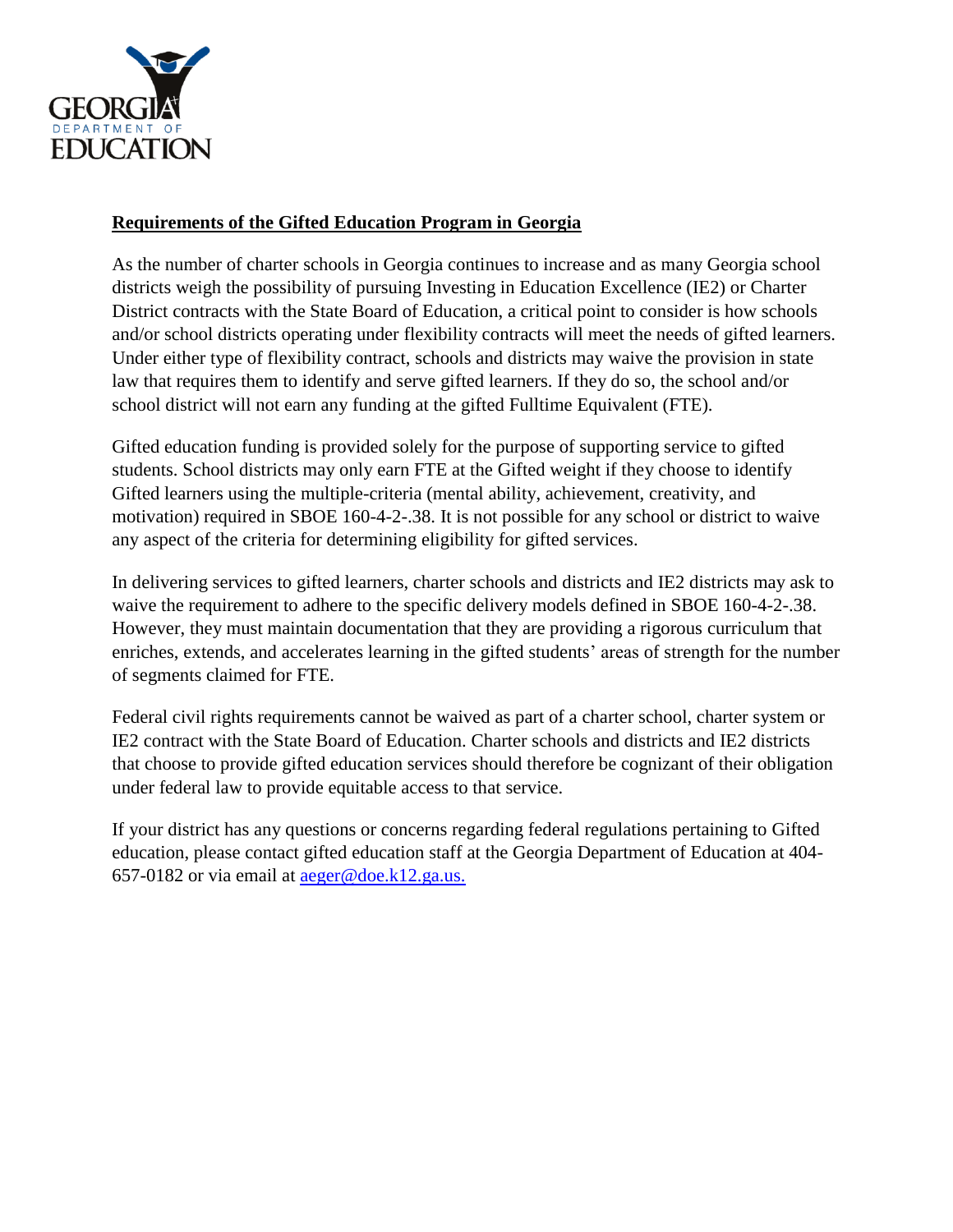**Requirements of the Gifted Education Program in Georgia**

As the number of charter schools in Georgia continues to increase and as many Georgia school districts weigh the possibility of pursuing Investing in Education Excellence (IE2) or Charter District contracts with the State Board of Education, a critical point to consider is how schools and/or school districts operating under flexibility contracts will meet the needs of gifted learners. Under either type of flexibility contract, schools and districts may waive the provision in state law that requires them to identify and serve gifted learners. If they do so, the school and/or school district will not earn any funding at the gifted Fulltime Equivalent (FTE).

Gifted education funding is provided solely for the purpose of supporting service to gifted students. School districts may only earn FTE at the Gifted weight if they choose to identify Gifted learners using the multiple-criteria (mental ability, achievement, creativity, and motivation) required in SBOE 160-4-2-.38. It is not possible for any school or district to waive any aspect of the criteria for determining eligibility for gifted services.

In delivering services to gifted learners, charter schools and districts and IE2 districts may ask to waive the requirement to adhere to the specific delivery models defined in SBOE 160-4-2-.38. However, they must maintain documentation that they are providing a rigorous curriculum that enriches, extends, and accelerates learning in the gifted students' areas of strength for the number of segments claimed for FTE.

Federal civil rights requirements cannot be waived as part of a charter school, charter system or IE2 contract with the State Board of Education. Charter schools and districts and IE2 districts that choose to provide gifted education services should therefore be cognizant of their obligation under federal law to provide equitable access to that service.

If your district has any questions or concerns regarding federal regulations pertaining to Gifted education, please contact gifted education staff at the Georgia Department of Education at 404-657-0182 or via email at aeger@doe.k12.ga.us.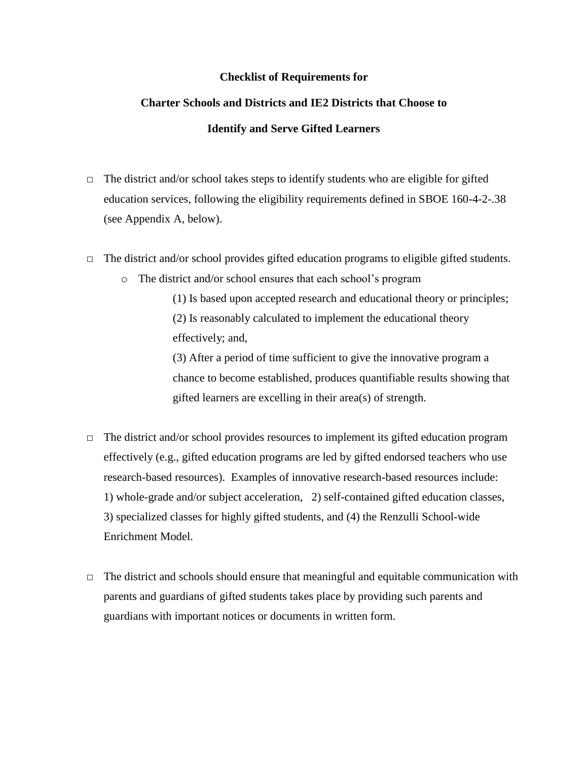**Checklist of Requirements for**

**Charter Schools and Districts and IE2 Districts that Choose to**

**Identify and Serve Gifted Learners**

- □ The district and/or school takes steps to identify students who are eligible for gifted education services, following the eligibility requirements defined in SBOE 160-4-2-.38 (see Appendix A, below).

- □ The district and/or school provides gifted education programs to eligible gifted students.
  - o The district and/or school ensures that each school's program

    (1) Is based upon accepted research and educational theory or principles;

    (2) Is reasonably calculated to implement the educational theory effectively; and,

    (3) After a period of time sufficient to give the innovative program a chance to become established, produces quantifiable results showing that gifted learners are excelling in their area(s) of strength.

- □ The district and/or school provides resources to implement its gifted education program effectively (e.g., gifted education programs are led by gifted endorsed teachers who use research-based resources). Examples of innovative research-based resources include: 1) whole-grade and/or subject acceleration, 2) self-contained gifted education classes, 3) specialized classes for highly gifted students, and (4) the Renzulli School-wide Enrichment Model.

- □ The district and schools should ensure that meaningful and equitable communication with parents and guardians of gifted students takes place by providing such parents and guardians with important notices or documents in written form.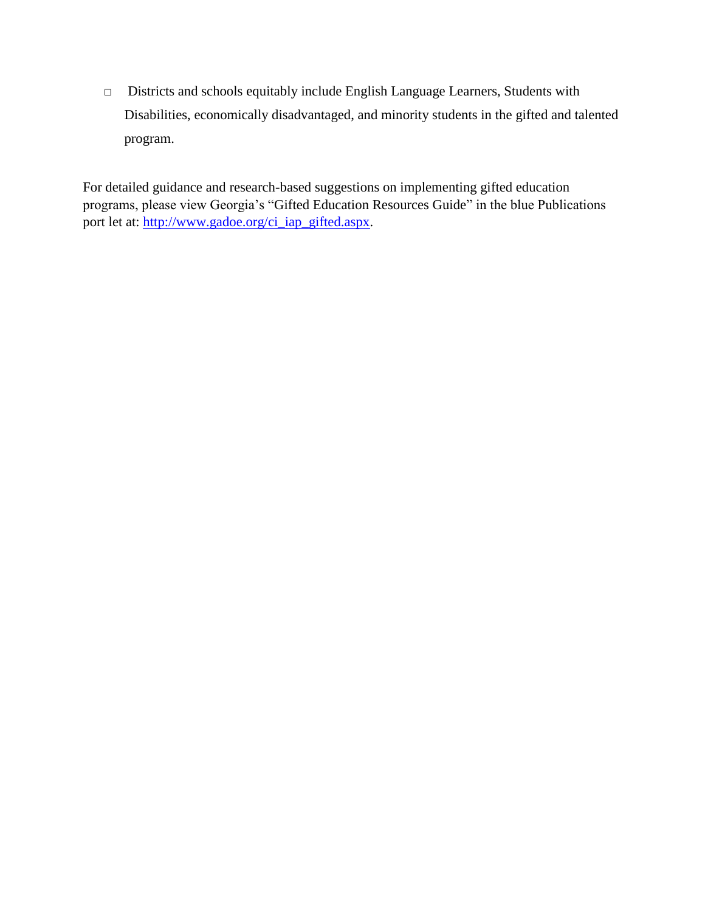- Districts and schools equitably include English Language Learners, Students with Disabilities, economically disadvantaged, and minority students in the gifted and talented program.

For detailed guidance and research-based suggestions on implementing gifted education programs, please view Georgia's "Gifted Education Resources Guide" in the blue Publications port let at: [http://www.gadoe.org/ci_iap_gifted.aspx](http://www.gadoe.org/ci_iap_gifted.aspx).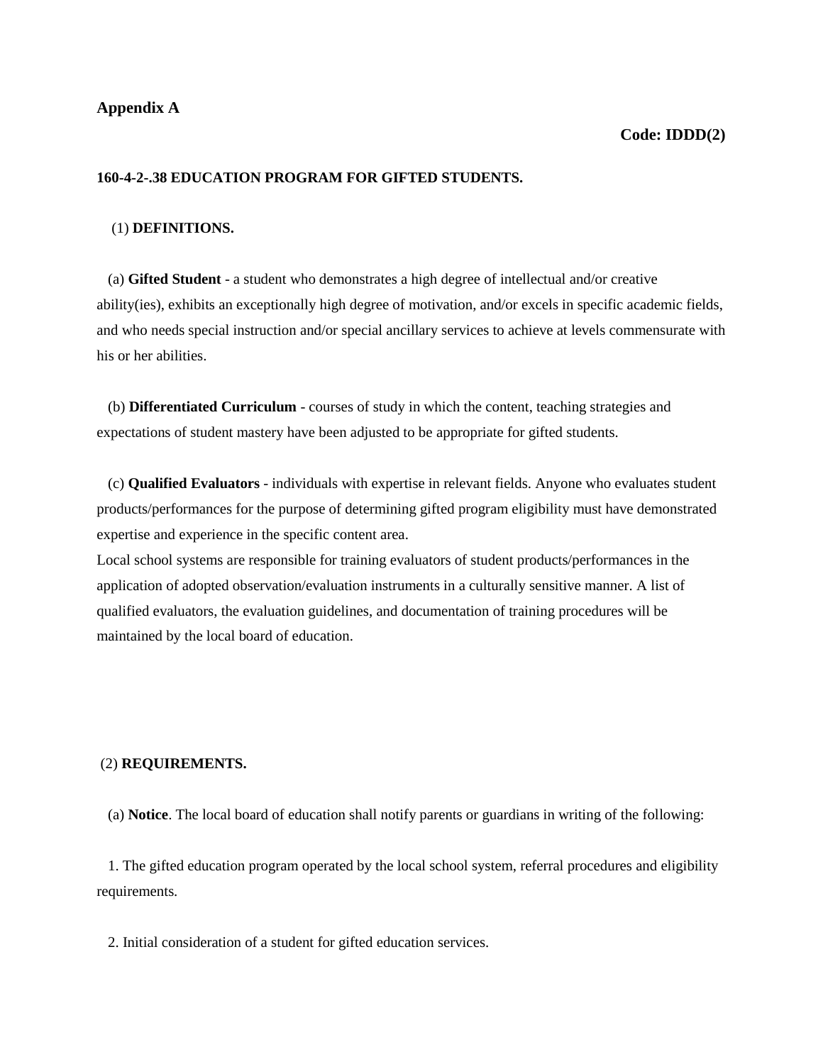**Appendix A**

**Code: IDDD(2)**

**160-4-2-.38 EDUCATION PROGRAM FOR GIFTED STUDENTS.**

(1) **DEFINITIONS.**

(a) **Gifted Student** - a student who demonstrates a high degree of intellectual and/or creative ability(ies), exhibits an exceptionally high degree of motivation, and/or excels in specific academic fields, and who needs special instruction and/or special ancillary services to achieve at levels commensurate with his or her abilities.

(b) **Differentiated Curriculum** - courses of study in which the content, teaching strategies and expectations of student mastery have been adjusted to be appropriate for gifted students.

(c) **Qualified Evaluators** - individuals with expertise in relevant fields. Anyone who evaluates student products/performances for the purpose of determining gifted program eligibility must have demonstrated expertise and experience in the specific content area.

Local school systems are responsible for training evaluators of student products/performances in the application of adopted observation/evaluation instruments in a culturally sensitive manner. A list of qualified evaluators, the evaluation guidelines, and documentation of training procedures will be maintained by the local board of education.

(2) **REQUIREMENTS.**

(a) **Notice**. The local board of education shall notify parents or guardians in writing of the following:

1. The gifted education program operated by the local school system, referral procedures and eligibility requirements.

2. Initial consideration of a student for gifted education services.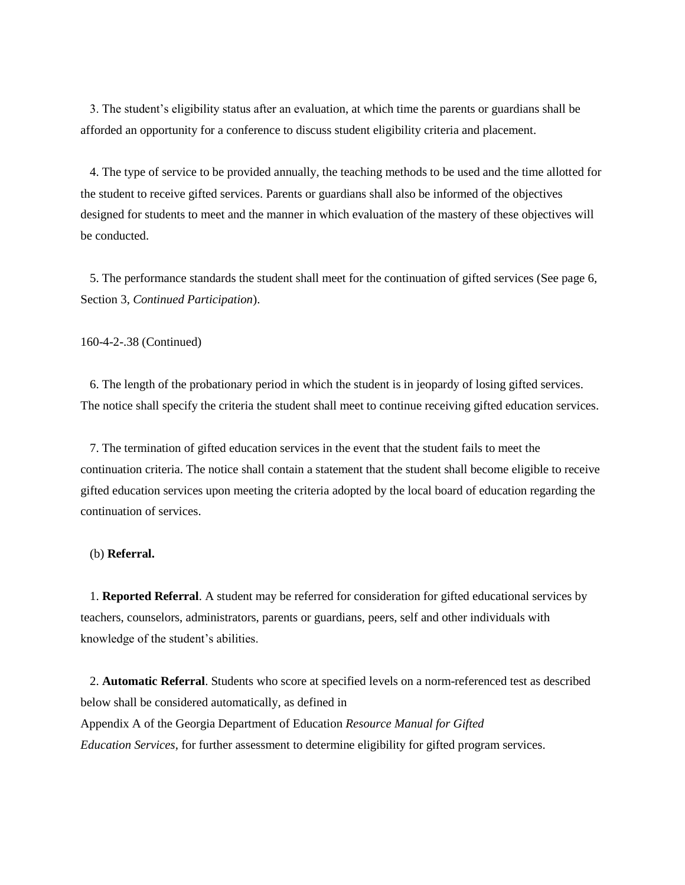3. The student's eligibility status after an evaluation, at which time the parents or guardians shall be afforded an opportunity for a conference to discuss student eligibility criteria and placement.

4. The type of service to be provided annually, the teaching methods to be used and the time allotted for the student to receive gifted services. Parents or guardians shall also be informed of the objectives designed for students to meet and the manner in which evaluation of the mastery of these objectives will be conducted.

5. The performance standards the student shall meet for the continuation of gifted services (See page 6, Section 3, *Continued Participation*).

160-4-2-.38 (Continued)

6. The length of the probationary period in which the student is in jeopardy of losing gifted services. The notice shall specify the criteria the student shall meet to continue receiving gifted education services.

7. The termination of gifted education services in the event that the student fails to meet the continuation criteria. The notice shall contain a statement that the student shall become eligible to receive gifted education services upon meeting the criteria adopted by the local board of education regarding the continuation of services.

(b) **Referral.**

1. **Reported Referral**. A student may be referred for consideration for gifted educational services by teachers, counselors, administrators, parents or guardians, peers, self and other individuals with knowledge of the student's abilities.

2. **Automatic Referral**. Students who score at specified levels on a norm-referenced test as described below shall be considered automatically, as defined in Appendix A of the Georgia Department of Education *Resource Manual for Gifted Education Services*, for further assessment to determine eligibility for gifted program services.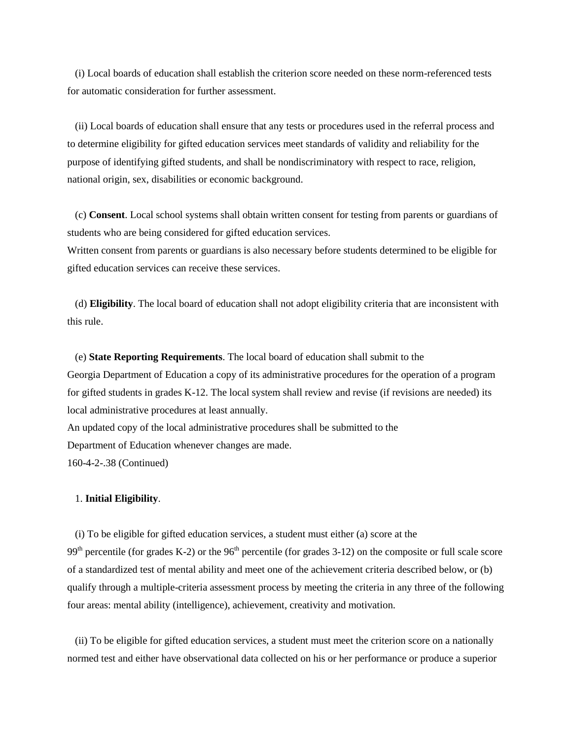(i) Local boards of education shall establish the criterion score needed on these norm-referenced tests for automatic consideration for further assessment.

(ii) Local boards of education shall ensure that any tests or procedures used in the referral process and to determine eligibility for gifted education services meet standards of validity and reliability for the purpose of identifying gifted students, and shall be nondiscriminatory with respect to race, religion, national origin, sex, disabilities or economic background.

(c) **Consent**. Local school systems shall obtain written consent for testing from parents or guardians of students who are being considered for gifted education services.
Written consent from parents or guardians is also necessary before students determined to be eligible for gifted education services can receive these services.

(d) **Eligibility**. The local board of education shall not adopt eligibility criteria that are inconsistent with this rule.

(e) **State Reporting Requirements**. The local board of education shall submit to the Georgia Department of Education a copy of its administrative procedures for the operation of a program for gifted students in grades K-12. The local system shall review and revise (if revisions are needed) its local administrative procedures at least annually.
An updated copy of the local administrative procedures shall be submitted to the Department of Education whenever changes are made.
160-4-2-.38 (Continued)

1. **Initial Eligibility**.

(i) To be eligible for gifted education services, a student must either (a) score at the 99th percentile (for grades K-2) or the 96th percentile (for grades 3-12) on the composite or full scale score of a standardized test of mental ability and meet one of the achievement criteria described below, or (b) qualify through a multiple-criteria assessment process by meeting the criteria in any three of the following four areas: mental ability (intelligence), achievement, creativity and motivation.

(ii) To be eligible for gifted education services, a student must meet the criterion score on a nationally normed test and either have observational data collected on his or her performance or produce a superior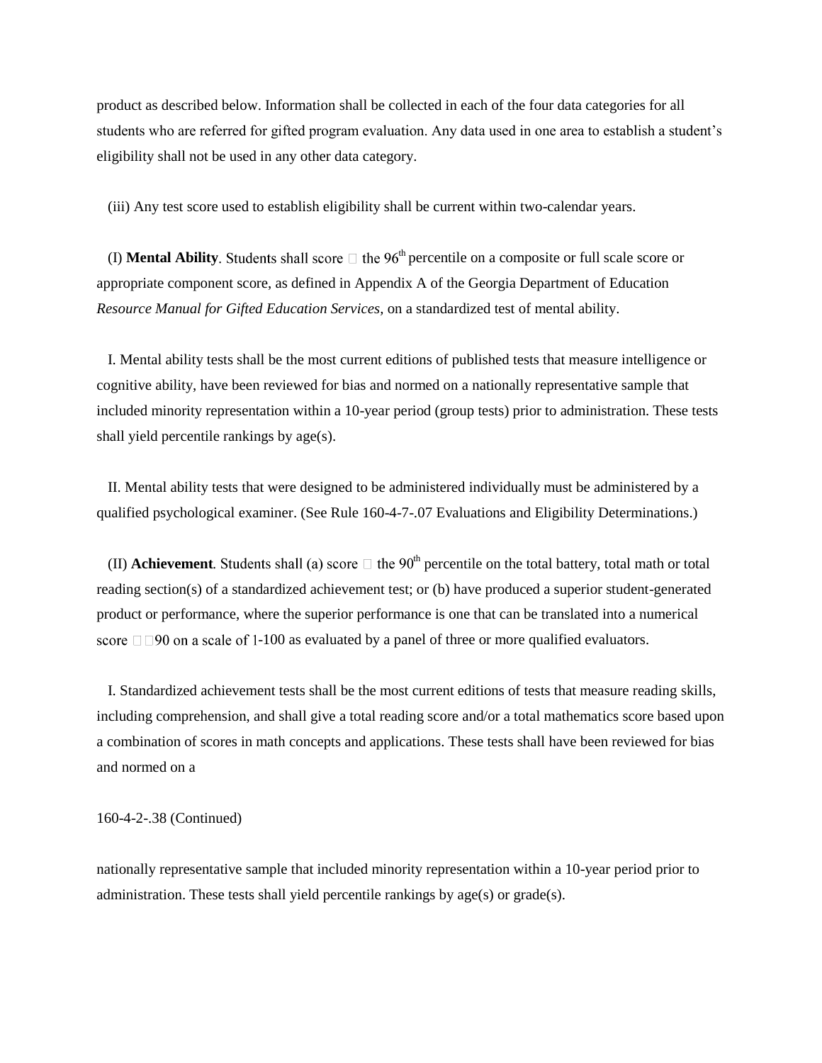product as described below. Information shall be collected in each of the four data categories for all students who are referred for gifted program evaluation. Any data used in one area to establish a student's eligibility shall not be used in any other data category.

(iii) Any test score used to establish eligibility shall be current within two-calendar years.

(I) **Mental Ability**. Students shall score ≥ the 96th percentile on a composite or full scale score or appropriate component score, as defined in Appendix A of the Georgia Department of Education *Resource Manual for Gifted Education Services,* on a standardized test of mental ability.

I. Mental ability tests shall be the most current editions of published tests that measure intelligence or cognitive ability, have been reviewed for bias and normed on a nationally representative sample that included minority representation within a 10-year period (group tests) prior to administration. These tests shall yield percentile rankings by age(s).

II. Mental ability tests that were designed to be administered individually must be administered by a qualified psychological examiner. (See Rule 160-4-7-.07 Evaluations and Eligibility Determinations.)

(II) **Achievement**. Students shall (a) score ≥ the 90th percentile on the total battery, total math or total reading section(s) of a standardized achievement test; or (b) have produced a superior student-generated product or performance, where the superior performance is one that can be translated into a numerical score ≥ 90 on a scale of 1-100 as evaluated by a panel of three or more qualified evaluators.

I. Standardized achievement tests shall be the most current editions of tests that measure reading skills, including comprehension, and shall give a total reading score and/or a total mathematics score based upon a combination of scores in math concepts and applications. These tests shall have been reviewed for bias and normed on a nationally representative sample that included minority representation within a 10-year period prior to administration. These tests shall yield percentile rankings by age(s) or grade(s).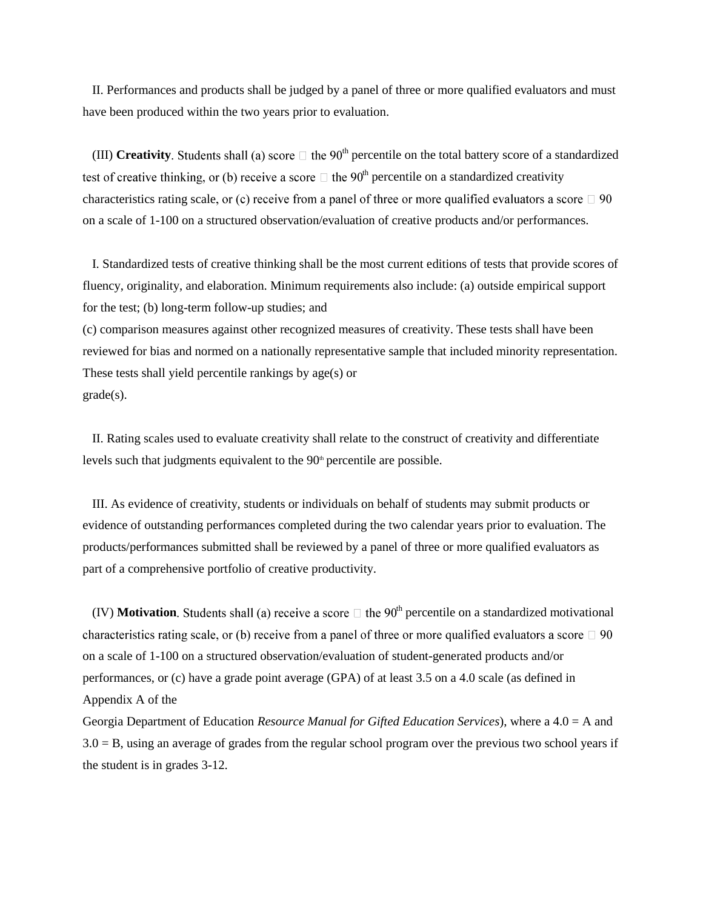II. Performances and products shall be judged by a panel of three or more qualified evaluators and must have been produced within the two years prior to evaluation.

(III) **Creativity**. Students shall (a) score  the 90th percentile on the total battery score of a standardized test of creative thinking, or (b) receive a score  the 90th percentile on a standardized creativity characteristics rating scale, or (c) receive from a panel of three or more qualified evaluators a score  90 on a scale of 1-100 on a structured observation/evaluation of creative products and/or performances.

I. Standardized tests of creative thinking shall be the most current editions of tests that provide scores of fluency, originality, and elaboration. Minimum requirements also include: (a) outside empirical support for the test; (b) long-term follow-up studies; and
(c) comparison measures against other recognized measures of creativity. These tests shall have been reviewed for bias and normed on a nationally representative sample that included minority representation. These tests shall yield percentile rankings by age(s) or
grade(s).

II. Rating scales used to evaluate creativity shall relate to the construct of creativity and differentiate levels such that judgments equivalent to the 90th percentile are possible.

III. As evidence of creativity, students or individuals on behalf of students may submit products or evidence of outstanding performances completed during the two calendar years prior to evaluation. The products/performances submitted shall be reviewed by a panel of three or more qualified evaluators as part of a comprehensive portfolio of creative productivity.

(IV) **Motivation**. Students shall (a) receive a score  the 90th percentile on a standardized motivational characteristics rating scale, or (b) receive from a panel of three or more qualified evaluators a score  90 on a scale of 1-100 on a structured observation/evaluation of student-generated products and/or performances, or (c) have a grade point average (GPA) of at least 3.5 on a 4.0 scale (as defined in Appendix A of the
Georgia Department of Education *Resource Manual for Gifted Education Services*), where a 4.0 = A and 3.0 = B, using an average of grades from the regular school program over the previous two school years if the student is in grades 3-12.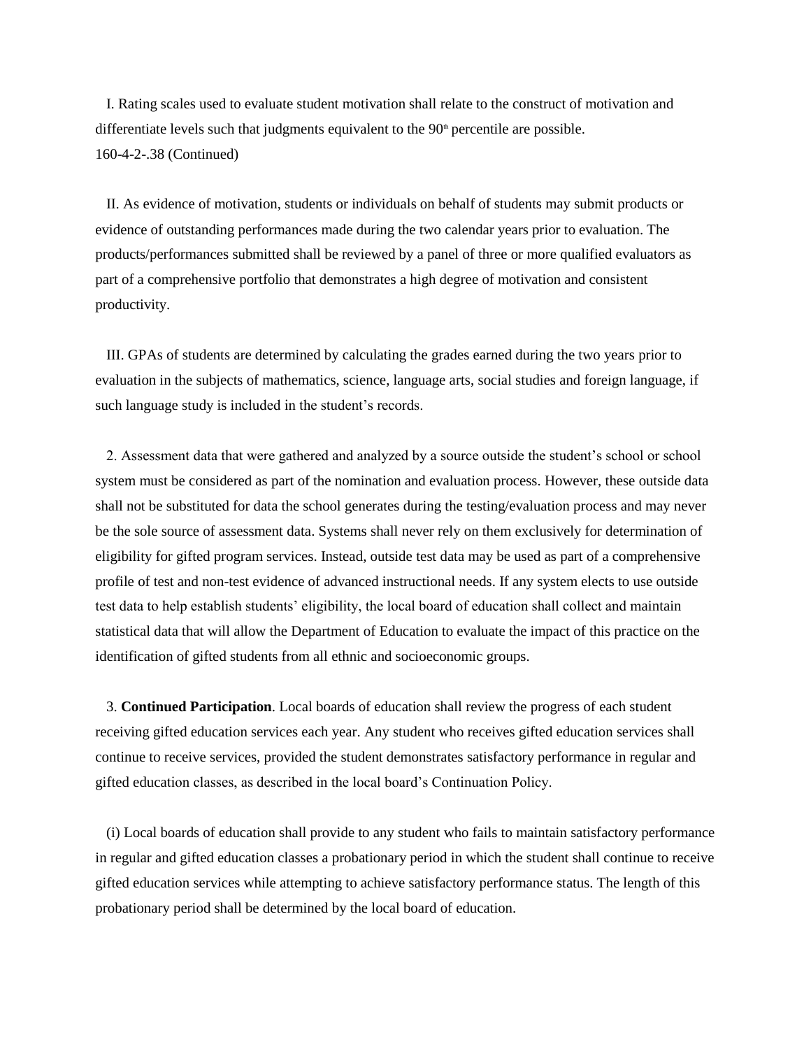I. Rating scales used to evaluate student motivation shall relate to the construct of motivation and differentiate levels such that judgments equivalent to the 90th percentile are possible.

160-4-2-.38 (Continued)

II. As evidence of motivation, students or individuals on behalf of students may submit products or evidence of outstanding performances made during the two calendar years prior to evaluation. The products/performances submitted shall be reviewed by a panel of three or more qualified evaluators as part of a comprehensive portfolio that demonstrates a high degree of motivation and consistent productivity.

III. GPAs of students are determined by calculating the grades earned during the two years prior to evaluation in the subjects of mathematics, science, language arts, social studies and foreign language, if such language study is included in the student's records.

2. Assessment data that were gathered and analyzed by a source outside the student's school or school system must be considered as part of the nomination and evaluation process. However, these outside data shall not be substituted for data the school generates during the testing/evaluation process and may never be the sole source of assessment data. Systems shall never rely on them exclusively for determination of eligibility for gifted program services. Instead, outside test data may be used as part of a comprehensive profile of test and non-test evidence of advanced instructional needs. If any system elects to use outside test data to help establish students' eligibility, the local board of education shall collect and maintain statistical data that will allow the Department of Education to evaluate the impact of this practice on the identification of gifted students from all ethnic and socioeconomic groups.

3. **Continued Participation**. Local boards of education shall review the progress of each student receiving gifted education services each year. Any student who receives gifted education services shall continue to receive services, provided the student demonstrates satisfactory performance in regular and gifted education classes, as described in the local board's Continuation Policy.

(i) Local boards of education shall provide to any student who fails to maintain satisfactory performance in regular and gifted education classes a probationary period in which the student shall continue to receive gifted education services while attempting to achieve satisfactory performance status. The length of this probationary period shall be determined by the local board of education.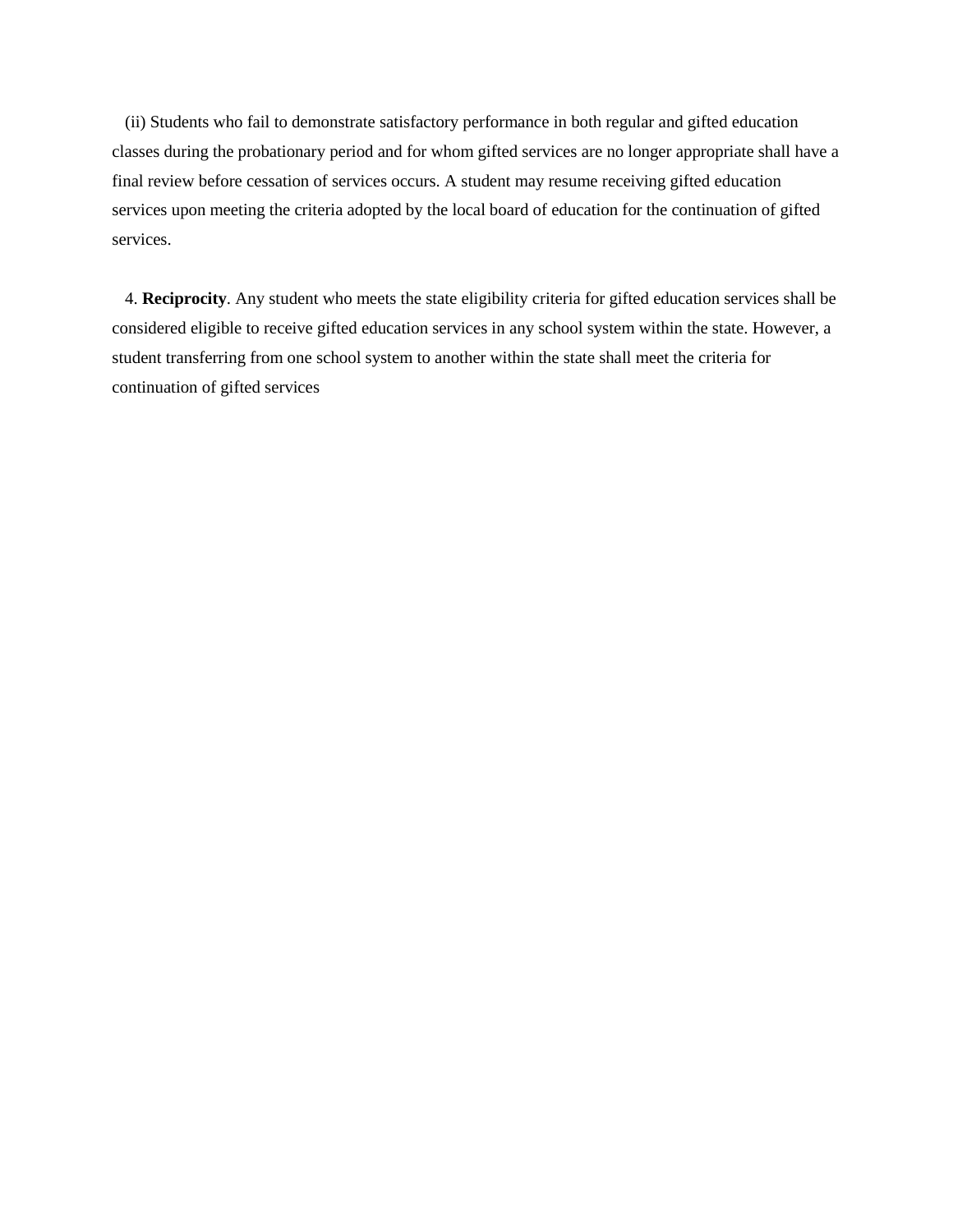(ii) Students who fail to demonstrate satisfactory performance in both regular and gifted education classes during the probationary period and for whom gifted services are no longer appropriate shall have a final review before cessation of services occurs. A student may resume receiving gifted education services upon meeting the criteria adopted by the local board of education for the continuation of gifted services.

4. **Reciprocity**. Any student who meets the state eligibility criteria for gifted education services shall be considered eligible to receive gifted education services in any school system within the state. However, a student transferring from one school system to another within the state shall meet the criteria for continuation of gifted services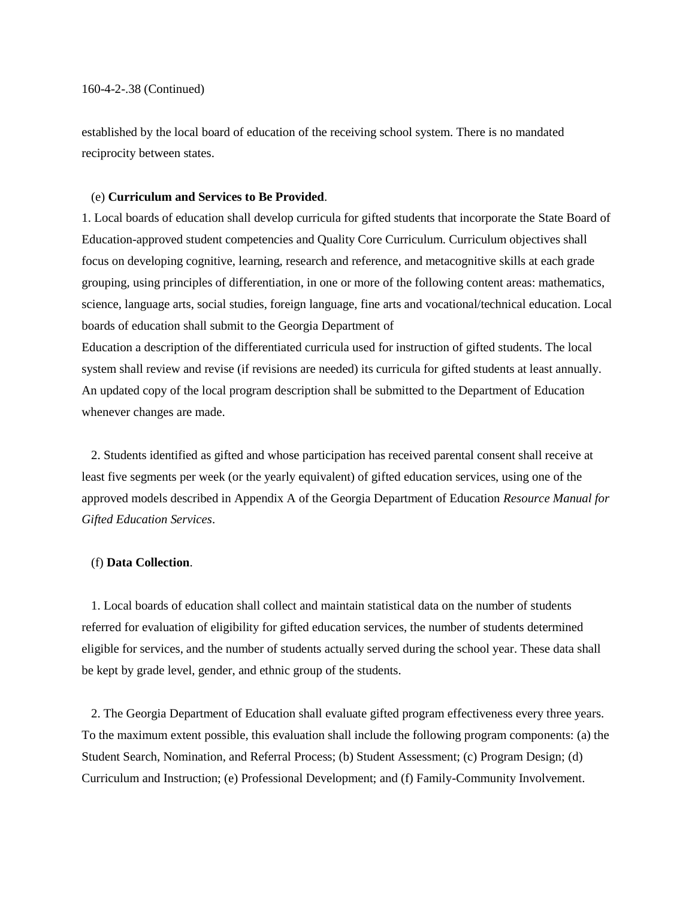established by the local board of education of the receiving school system. There is no mandated reciprocity between states.

(e) **Curriculum and Services to Be Provided**.

1. Local boards of education shall develop curricula for gifted students that incorporate the State Board of Education-approved student competencies and Quality Core Curriculum. Curriculum objectives shall focus on developing cognitive, learning, research and reference, and metacognitive skills at each grade grouping, using principles of differentiation, in one or more of the following content areas: mathematics, science, language arts, social studies, foreign language, fine arts and vocational/technical education. Local boards of education shall submit to the Georgia Department of Education a description of the differentiated curricula used for instruction of gifted students. The local system shall review and revise (if revisions are needed) its curricula for gifted students at least annually. An updated copy of the local program description shall be submitted to the Department of Education whenever changes are made.

2. Students identified as gifted and whose participation has received parental consent shall receive at least five segments per week (or the yearly equivalent) of gifted education services, using one of the approved models described in Appendix A of the Georgia Department of Education *Resource Manual for Gifted Education Services*.

(f) **Data Collection**.

1. Local boards of education shall collect and maintain statistical data on the number of students referred for evaluation of eligibility for gifted education services, the number of students determined eligible for services, and the number of students actually served during the school year. These data shall be kept by grade level, gender, and ethnic group of the students.

2. The Georgia Department of Education shall evaluate gifted program effectiveness every three years. To the maximum extent possible, this evaluation shall include the following program components: (a) the Student Search, Nomination, and Referral Process; (b) Student Assessment; (c) Program Design; (d) Curriculum and Instruction; (e) Professional Development; and (f) Family-Community Involvement.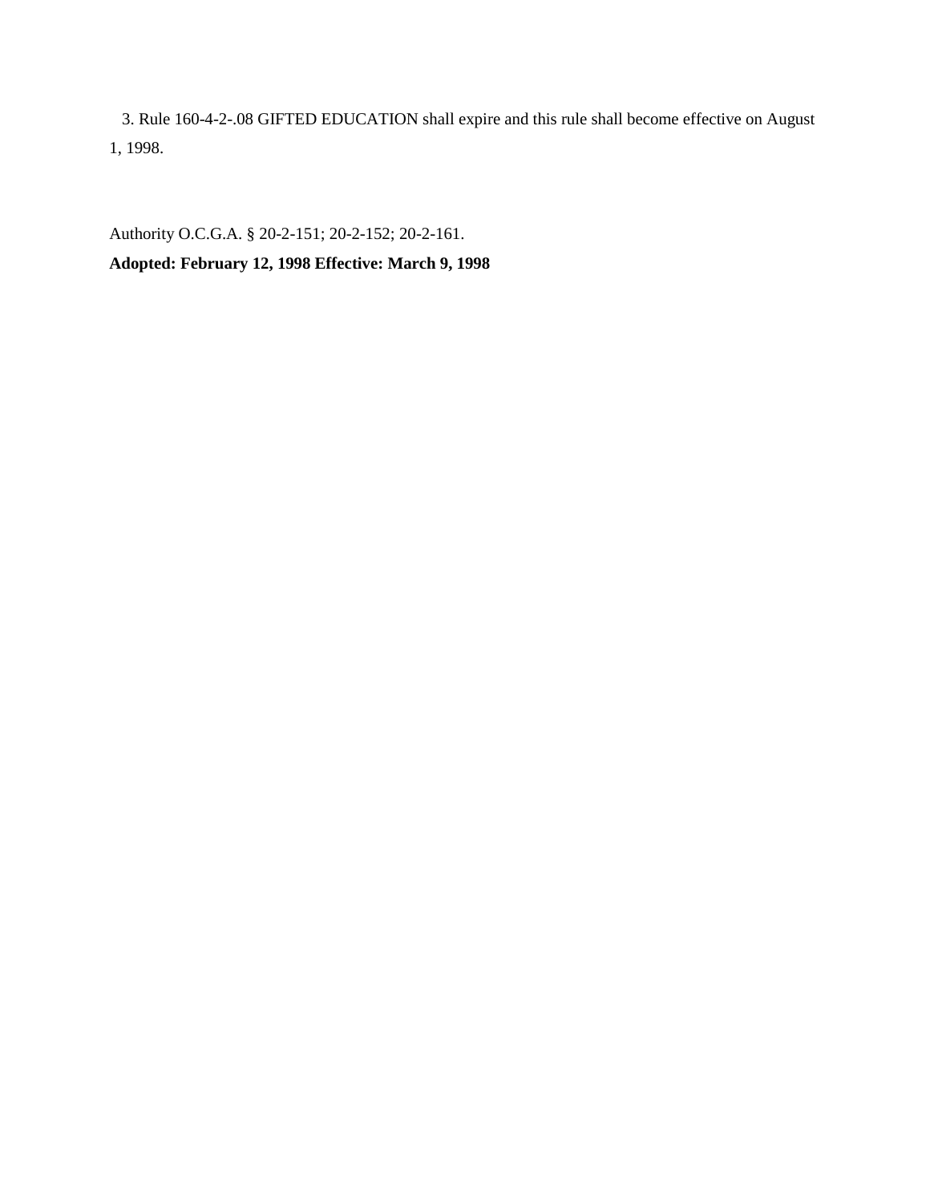3. Rule 160-4-2-.08 GIFTED EDUCATION shall expire and this rule shall become effective on August 1, 1998.

Authority O.C.G.A. § 20-2-151; 20-2-152; 20-2-161.

**Adopted: February 12, 1998 Effective: March 9, 1998**